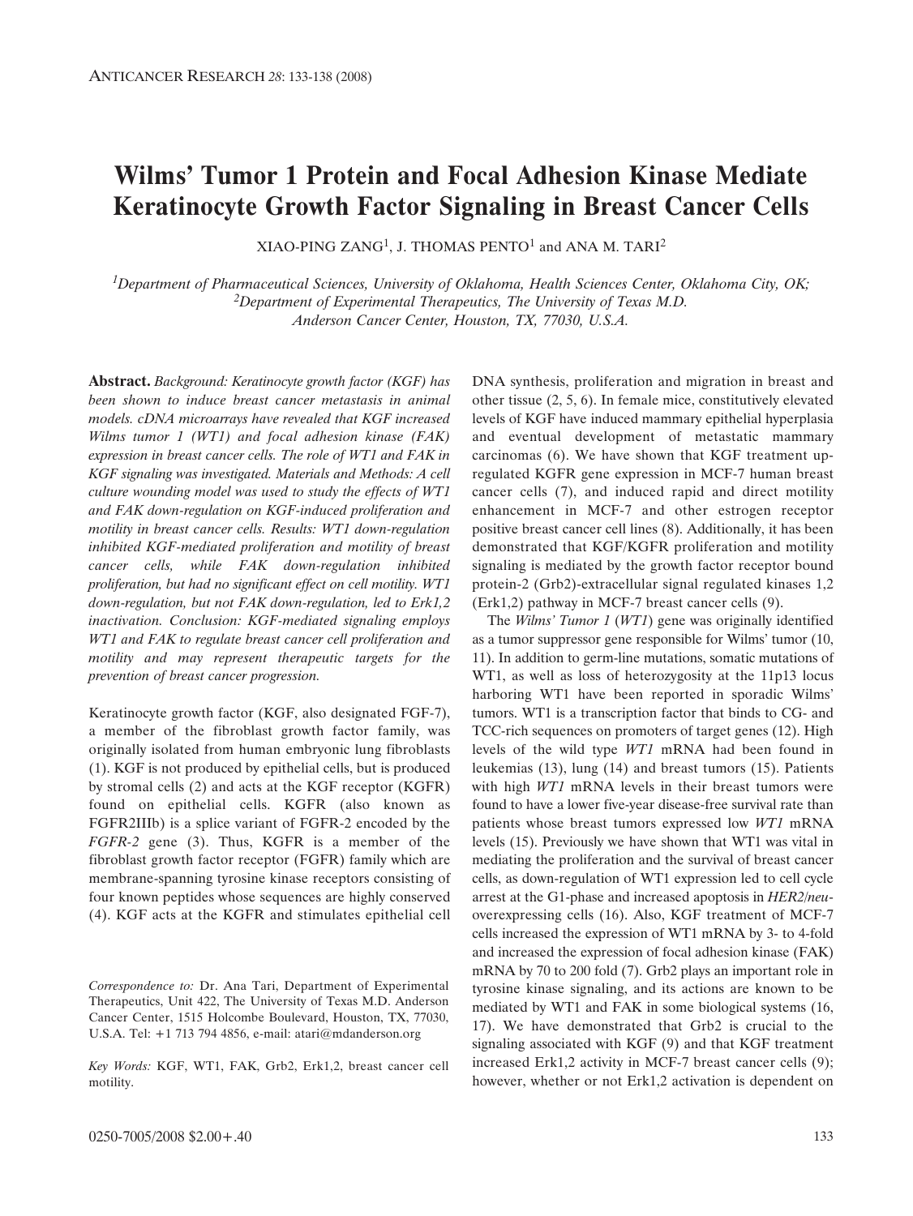# Wilms' Tumor 1 Protein and Focal Adhesion Kinase Mediate Keratinocyte Growth Factor Signaling in Breast Cancer Cells

XIAO-PING ZANG[1], J. THOMAS PENTO[1] and ANA M. TARI[2]

[1]*Department of Pharmaceutical Sciences, University of Oklahoma, Health Sciences Center, Oklahoma City, OK;*
[2]*Department of Experimental Therapeutics, The University of Texas M.D. Anderson Cancer Center, Houston, TX, 77030, U.S.A.*

**Abstract.** *Background: Keratinocyte growth factor (KGF) has been shown to induce breast cancer metastasis in animal models. cDNA microarrays have revealed that KGF increased Wilms tumor 1 (WT1) and focal adhesion kinase (FAK) expression in breast cancer cells. The role of WT1 and FAK in KGF signaling was investigated. Materials and Methods: A cell culture wounding model was used to study the effects of WT1 and FAK down-regulation on KGF-induced proliferation and motility in breast cancer cells. Results: WT1 down-regulation inhibited KGF-mediated proliferation and motility of breast cancer cells, while FAK down-regulation inhibited proliferation, but had no significant effect on cell motility. WT1 down-regulation, but not FAK down-regulation, led to Erk1,2 inactivation. Conclusion: KGF-mediated signaling employs WT1 and FAK to regulate breast cancer cell proliferation and motility and may represent therapeutic targets for the prevention of breast cancer progression.*

Keratinocyte growth factor (KGF, also designated FGF-7), a member of the fibroblast growth factor family, was originally isolated from human embryonic lung fibroblasts (1). KGF is not produced by epithelial cells, but is produced by stromal cells (2) and acts at the KGF receptor (KGFR) found on epithelial cells. KGFR (also known as FGFR2IIIb) is a splice variant of FGFR-2 encoded by the *FGFR-2* gene (3). Thus, KGFR is a member of the fibroblast growth factor receptor (FGFR) family which are membrane-spanning tyrosine kinase receptors consisting of four known peptides whose sequences are highly conserved (4). KGF acts at the KGFR and stimulates epithelial cell DNA synthesis, proliferation and migration in breast and other tissue (2, 5, 6). In female mice, constitutively elevated levels of KGF have induced mammary epithelial hyperplasia and eventual development of metastatic mammary carcinomas (6). We have shown that KGF treatment up-regulated KGFR gene expression in MCF-7 human breast cancer cells (7), and induced rapid and direct motility enhancement in MCF-7 and other estrogen receptor positive breast cancer cell lines (8). Additionally, it has been demonstrated that KGF/KGFR proliferation and motility signaling is mediated by the growth factor receptor bound protein-2 (Grb2)-extracellular signal regulated kinases 1,2 (Erk1,2) pathway in MCF-7 breast cancer cells (9).

The *Wilms' Tumor 1* (*WT1*) gene was originally identified as a tumor suppressor gene responsible for Wilms' tumor (10, 11). In addition to germ-line mutations, somatic mutations of WT1, as well as loss of heterozygosity at the 11p13 locus harboring WT1 have been reported in sporadic Wilms' tumors. WT1 is a transcription factor that binds to CG- and TCC-rich sequences on promoters of target genes (12). High levels of the wild type *WT1* mRNA had been found in leukemias (13), lung (14) and breast tumors (15). Patients with high *WT1* mRNA levels in their breast tumors were found to have a lower five-year disease-free survival rate than patients whose breast tumors expressed low *WT1* mRNA levels (15). Previously we have shown that WT1 was vital in mediating the proliferation and the survival of breast cancer cells, as down-regulation of WT1 expression led to cell cycle arrest at the G1-phase and increased apoptosis in *HER2/neu*-overexpressing cells (16). Also, KGF treatment of MCF-7 cells increased the expression of WT1 mRNA by 3- to 4-fold and increased the expression of focal adhesion kinase (FAK) mRNA by 70 to 200 fold (7). Grb2 plays an important role in tyrosine kinase signaling, and its actions are known to be mediated by WT1 and FAK in some biological systems (16, 17). We have demonstrated that Grb2 is crucial to the signaling associated with KGF (9) and that KGF treatment increased Erk1,2 activity in MCF-7 breast cancer cells (9); however, whether or not Erk1,2 activation is dependent on

*Correspondence to:* Dr. Ana Tari, Department of Experimental Therapeutics, Unit 422, The University of Texas M.D. Anderson Cancer Center, 1515 Holcombe Boulevard, Houston, TX, 77030, U.S.A. Tel: +1 713 794 4856, e-mail: atari@mdanderson.org

*Key Words:* KGF, WT1, FAK, Grb2, Erk1,2, breast cancer cell motility.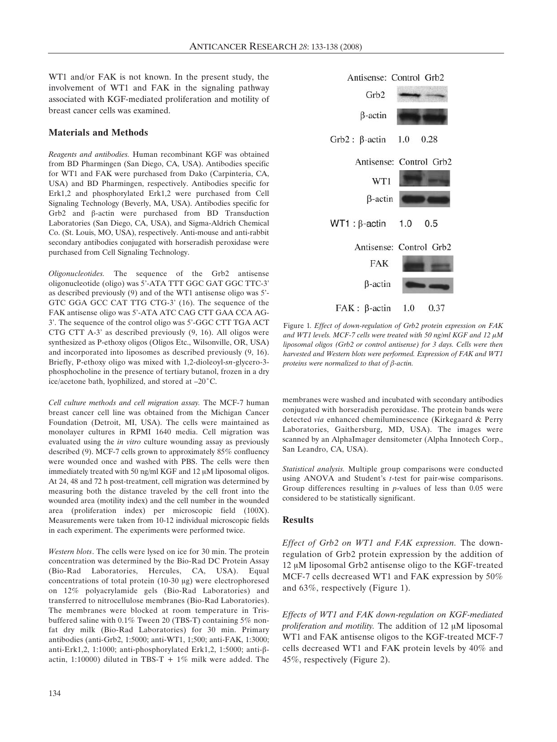WT1 and/or FAK is not known. In the present study, the involvement of WT1 and FAK in the signaling pathway associated with KGF-mediated proliferation and motility of breast cancer cells was examined.

## Materials and Methods

*Reagents and antibodies.* Human recombinant KGF was obtained from BD Pharmingen (San Diego, CA, USA). Antibodies specific for WT1 and FAK were purchased from Dako (Carpinteria, CA, USA) and BD Pharmingen, respectively. Antibodies specific for Erk1,2 and phosphorylated Erk1,2 were purchased from Cell Signaling Technology (Beverly, MA, USA). Antibodies specific for Grb2 and β-actin were purchased from BD Transduction Laboratories (San Diego, CA, USA), and Sigma-Aldrich Chemical Co. (St. Louis, MO, USA), respectively. Anti-mouse and anti-rabbit secondary antibodies conjugated with horseradish peroxidase were purchased from Cell Signaling Technology.

*Oligonucleotides.* The sequence of the Grb2 antisense oligonucleotide (oligo) was 5'-ATA TTT GGC GAT GGC TTC-3' as described previously (9) and of the WT1 antisense oligo was 5'-GTC GGA GCC CAT TTG CTG-3' (16). The sequence of the FAK antisense oligo was 5'-ATA ATC CAG CTT GAA CCA AG-3'. The sequence of the control oligo was 5'-GGC CTT TGA ACT CTG CTT A-3' as described previously (9, 16). All oligos were synthesized as P-ethoxy oligos (Oligos Etc., Wilsonville, OR, USA) and incorporated into liposomes as described previously (9, 16). Briefly, P-ethoxy oligo was mixed with 1,2-dioleoyl-*sn*-glycero-3-phosphocholine in the presence of tertiary butanol, frozen in a dry ice/acetone bath, lyophilized, and stored at –20˚C.

*Cell culture methods and cell migration assay.* The MCF-7 human breast cancer cell line was obtained from the Michigan Cancer Foundation (Detroit, MI, USA). The cells were maintained as monolayer cultures in RPMI 1640 media. Cell migration was evaluated using the *in vitro* culture wounding assay as previously described (9). MCF-7 cells grown to approximately 85% confluency were wounded once and washed with PBS. The cells were then immediately treated with 50 ng/ml KGF and 12 μM liposomal oligos. At 24, 48 and 72 h post-treatment, cell migration was determined by measuring both the distance traveled by the cell front into the wounded area (motility index) and the cell number in the wounded area (proliferation index) per microscopic field (100X). Measurements were taken from 10-12 individual microscopic fields in each experiment. The experiments were performed twice.

*Western blots*. The cells were lysed on ice for 30 min. The protein concentration was determined by the Bio-Rad DC Protein Assay (Bio-Rad Laboratories, Hercules, CA, USA). Equal concentrations of total protein (10-30 μg) were electrophoresed on 12% polyacrylamide gels (Bio-Rad Laboratories) and transferred to nitrocellulose membranes (Bio-Rad Laboratories). The membranes were blocked at room temperature in Tris-buffered saline with 0.1% Tween 20 (TBS-T) containing 5% non-fat dry milk (Bio-Rad Laboratories) for 30 min. Primary antibodies (anti-Grb2, 1:5000; anti-WT1, 1;500; anti-FAK, 1:3000; anti-Erk1,2, 1:1000; anti-phosphorylated Erk1,2, 1:5000; anti-β-actin, 1:10000) diluted in TBS-T + 1% milk were added. The membranes were washed and incubated with secondary antibodies conjugated with horseradish peroxidase. The protein bands were detected *via* enhanced chemiluminescence (Kirkegaard & Perry Laboratories, Gaithersburg, MD, USA). The images were scanned by an AlphaImager densitometer (Alpha Innotech Corp., San Leandro, CA, USA).

*Statistical analysis.* Multiple group comparisons were conducted using ANOVA and Student's *t*-test for pair-wise comparisons. Group differences resulting in *p*-values of less than 0.05 were considered to be statistically significant.

Antisense: Control Grb2

Grb2

β-actin

Grb2 : β-actin 1.0 0.28

Antisense: Control Grb2

WT1

β-actin

WT1 : β-actin 1.0 0.5

Antisense: Control Grb2

FAK

β-actin

FAK : β-actin 1.0 0.37

Figure 1. *Effect of down-regulation of Grb2 protein expression on FAK and WT1 levels. MCF-7 cells were treated with 50 ng/ml KGF and 12 μM liposomal oligos (Grb2 or control antisense) for 3 days. Cells were then harvested and Western blots were performed. Expression of FAK and WT1 proteins were normalized to that of β-actin.*

## Results

*Effect of Grb2 on WT1 and FAK expression.* The down-regulation of Grb2 protein expression by the addition of 12 μM liposomal Grb2 antisense oligo to the KGF-treated MCF-7 cells decreased WT1 and FAK expression by 50% and 63%, respectively (Figure 1).

*Effects of WT1 and FAK down-regulation on KGF-mediated proliferation and motility.* The addition of 12 μM liposomal WT1 and FAK antisense oligos to the KGF-treated MCF-7 cells decreased WT1 and FAK protein levels by 40% and 45%, respectively (Figure 2).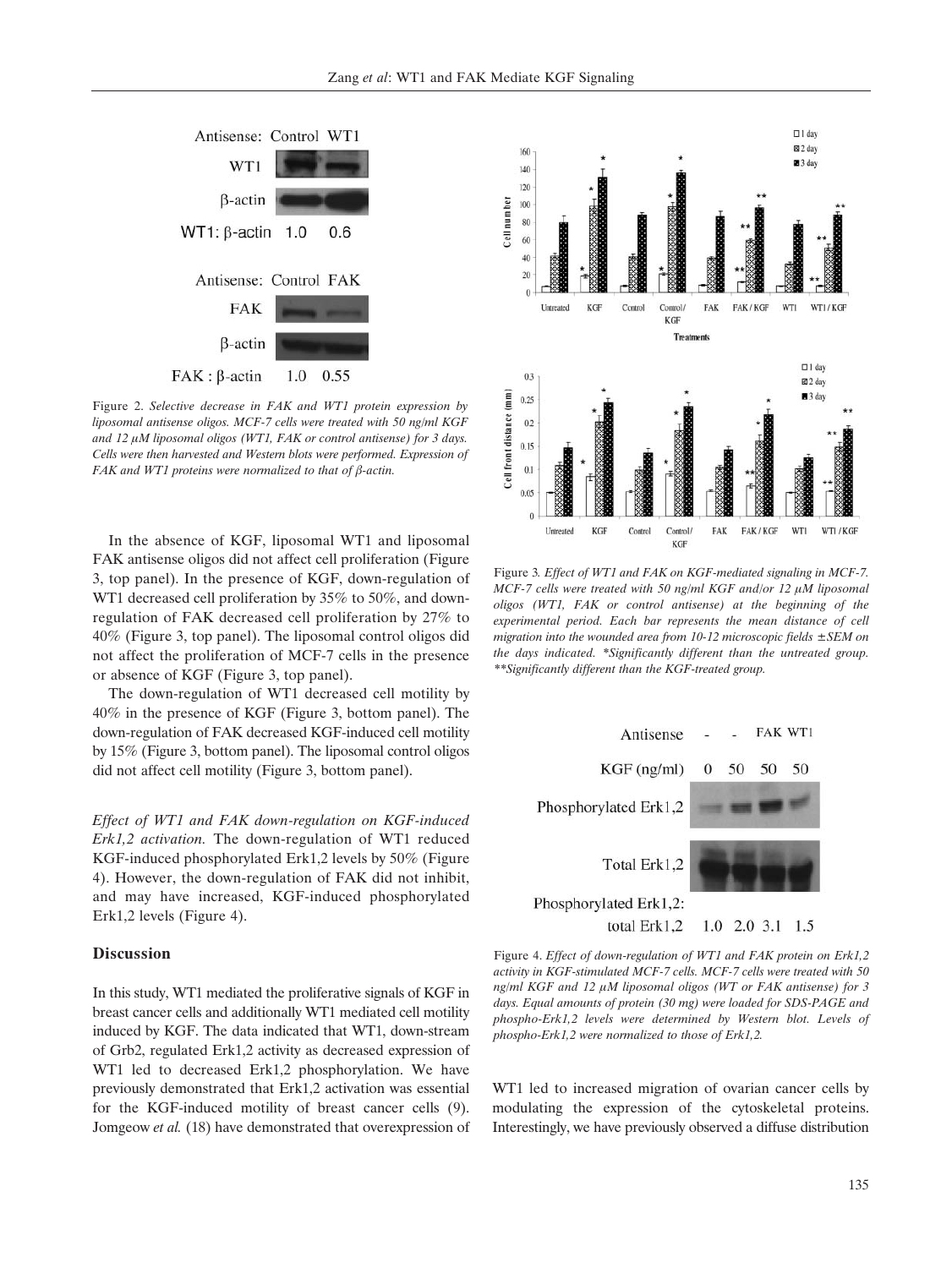Figure 2. *Selective decrease in FAK and WT1 protein expression by liposomal antisense oligos. MCF-7 cells were treated with 50 ng/ml KGF and 12 μM liposomal oligos (WT1, FAK or control antisense) for 3 days. Cells were then harvested and Western blots were performed. Expression of FAK and WT1 proteins were normalized to that of β-actin.*

In the absence of KGF, liposomal WT1 and liposomal FAK antisense oligos did not affect cell proliferation (Figure 3, top panel). In the presence of KGF, down-regulation of WT1 decreased cell proliferation by 35% to 50%, and down-regulation of FAK decreased cell proliferation by 27% to 40% (Figure 3, top panel). The liposomal control oligos did not affect the proliferation of MCF-7 cells in the presence or absence of KGF (Figure 3, top panel).

The down-regulation of WT1 decreased cell motility by 40% in the presence of KGF (Figure 3, bottom panel). The down-regulation of FAK decreased KGF-induced cell motility by 15% (Figure 3, bottom panel). The liposomal control oligos did not affect cell motility (Figure 3, bottom panel).

*Effect of WT1 and FAK down-regulation on KGF-induced Erk1,2 activation.* The down-regulation of WT1 reduced KGF-induced phosphorylated Erk1,2 levels by 50% (Figure 4). However, the down-regulation of FAK did not inhibit, and may have increased, KGF-induced phosphorylated Erk1,2 levels (Figure 4).

Figure 3. *Effect of WT1 and FAK on KGF-mediated signaling in MCF-7. MCF-7 cells were treated with 50 ng/ml KGF and/or 12 μM liposomal oligos (WT1, FAK or control antisense) at the beginning of the experimental period. Each bar represents the mean distance of cell migration into the wounded area from 10-12 microscopic fields ±SEM on the days indicated. \*Significantly different than the untreated group. \*\*Significantly different than the KGF-treated group.*

Figure 4. *Effect of down-regulation of WT1 and FAK protein on Erk1,2 activity in KGF-stimulated MCF-7 cells. MCF-7 cells were treated with 50 ng/ml KGF and 12 μM liposomal oligos (WT or FAK antisense) for 3 days. Equal amounts of protein (30 mg) were loaded for SDS-PAGE and phospho-Erk1,2 levels were determined by Western blot. Levels of phospho-Erk1,2 were normalized to those of Erk1,2.*

## Discussion

In this study, WT1 mediated the proliferative signals of KGF in breast cancer cells and additionally WT1 mediated cell motility induced by KGF. The data indicated that WT1, down-stream of Grb2, regulated Erk1,2 activity as decreased expression of WT1 led to decreased Erk1,2 phosphorylation. We have previously demonstrated that Erk1,2 activation was essential for the KGF-induced motility of breast cancer cells (9). Jomgeow *et al.* (18) have demonstrated that overexpression of WT1 led to increased migration of ovarian cancer cells by modulating the expression of the cytoskeletal proteins. Interestingly, we have previously observed a diffuse distribution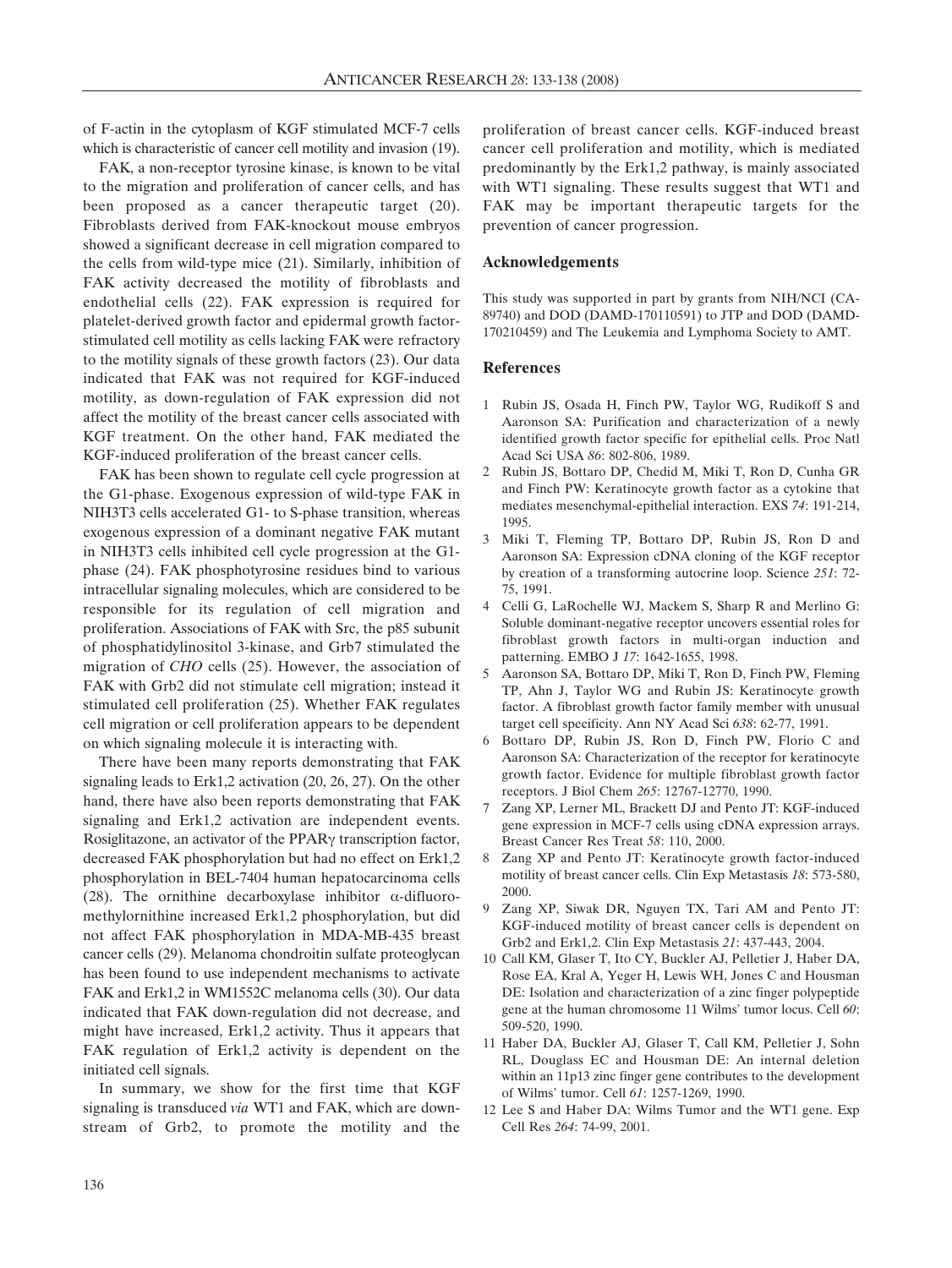of F-actin in the cytoplasm of KGF stimulated MCF-7 cells which is characteristic of cancer cell motility and invasion (19).

FAK, a non-receptor tyrosine kinase, is known to be vital to the migration and proliferation of cancer cells, and has been proposed as a cancer therapeutic target (20). Fibroblasts derived from FAK-knockout mouse embryos showed a significant decrease in cell migration compared to the cells from wild-type mice (21). Similarly, inhibition of FAK activity decreased the motility of fibroblasts and endothelial cells (22). FAK expression is required for platelet-derived growth factor and epidermal growth factor-stimulated cell motility as cells lacking FAK were refractory to the motility signals of these growth factors (23). Our data indicated that FAK was not required for KGF-induced motility, as down-regulation of FAK expression did not affect the motility of the breast cancer cells associated with KGF treatment. On the other hand, FAK mediated the KGF-induced proliferation of the breast cancer cells.

FAK has been shown to regulate cell cycle progression at the G1-phase. Exogenous expression of wild-type FAK in NIH3T3 cells accelerated G1- to S-phase transition, whereas exogenous expression of a dominant negative FAK mutant in NIH3T3 cells inhibited cell cycle progression at the G1-phase (24). FAK phosphotyrosine residues bind to various intracellular signaling molecules, which are considered to be responsible for its regulation of cell migration and proliferation. Associations of FAK with Src, the p85 subunit of phosphatidylinositol 3-kinase, and Grb7 stimulated the migration of *CHO* cells (25). However, the association of FAK with Grb2 did not stimulate cell migration; instead it stimulated cell proliferation (25). Whether FAK regulates cell migration or cell proliferation appears to be dependent on which signaling molecule it is interacting with.

There have been many reports demonstrating that FAK signaling leads to Erk1,2 activation (20, 26, 27). On the other hand, there have also been reports demonstrating that FAK signaling and Erk1,2 activation are independent events. Rosiglitazone, an activator of the PPARγ transcription factor, decreased FAK phosphorylation but had no effect on Erk1,2 phosphorylation in BEL-7404 human hepatocarcinoma cells (28). The ornithine decarboxylase inhibitor α-difluoromethylornithine increased Erk1,2 phosphorylation, but did not affect FAK phosphorylation in MDA-MB-435 breast cancer cells (29). Melanoma chondroitin sulfate proteoglycan has been found to use independent mechanisms to activate FAK and Erk1,2 in WM1552C melanoma cells (30). Our data indicated that FAK down-regulation did not decrease, and might have increased, Erk1,2 activity. Thus it appears that FAK regulation of Erk1,2 activity is dependent on the initiated cell signals.

In summary, we show for the first time that KGF signaling is transduced *via* WT1 and FAK, which are downstream of Grb2, to promote the motility and the proliferation of breast cancer cells. KGF-induced breast cancer cell proliferation and motility, which is mediated predominantly by the Erk1,2 pathway, is mainly associated with WT1 signaling. These results suggest that WT1 and FAK may be important therapeutic targets for the prevention of cancer progression.

## Acknowledgements

This study was supported in part by grants from NIH/NCI (CA-89740) and DOD (DAMD-170110591) to JTP and DOD (DAMD-170210459) and The Leukemia and Lymphoma Society to AMT.

## References

1. Rubin JS, Osada H, Finch PW, Taylor WG, Rudikoff S and Aaronson SA: Purification and characterization of a newly identified growth factor specific for epithelial cells. Proc Natl Acad Sci USA *86*: 802-806, 1989.
2. Rubin JS, Bottaro DP, Chedid M, Miki T, Ron D, Cunha GR and Finch PW: Keratinocyte growth factor as a cytokine that mediates mesenchymal-epithelial interaction. EXS *74*: 191-214, 1995.
3. Miki T, Fleming TP, Bottaro DP, Rubin JS, Ron D and Aaronson SA: Expression cDNA cloning of the KGF receptor by creation of a transforming autocrine loop. Science *251*: 72-75, 1991.
4. Celli G, LaRochelle WJ, Mackem S, Sharp R and Merlino G: Soluble dominant-negative receptor uncovers essential roles for fibroblast growth factors in multi-organ induction and patterning. EMBO J *17*: 1642-1655, 1998.
5. Aaronson SA, Bottaro DP, Miki T, Ron D, Finch PW, Fleming TP, Ahn J, Taylor WG and Rubin JS: Keratinocyte growth factor. A fibroblast growth factor family member with unusual target cell specificity. Ann NY Acad Sci *638*: 62-77, 1991.
6. Bottaro DP, Rubin JS, Ron D, Finch PW, Florio C and Aaronson SA: Characterization of the receptor for keratinocyte growth factor. Evidence for multiple fibroblast growth factor receptors. J Biol Chem *265*: 12767-12770, 1990.
7. Zang XP, Lerner ML, Brackett DJ and Pento JT: KGF-induced gene expression in MCF-7 cells using cDNA expression arrays. Breast Cancer Res Treat *58*: 110, 2000.
8. Zang XP and Pento JT: Keratinocyte growth factor-induced motility of breast cancer cells. Clin Exp Metastasis *18*: 573-580, 2000.
9. Zang XP, Siwak DR, Nguyen TX, Tari AM and Pento JT: KGF-induced motility of breast cancer cells is dependent on Grb2 and Erk1,2. Clin Exp Metastasis *21*: 437-443, 2004.
10. Call KM, Glaser T, Ito CY, Buckler AJ, Pelletier J, Haber DA, Rose EA, Kral A, Yeger H, Lewis WH, Jones C and Housman DE: Isolation and characterization of a zinc finger polypeptide gene at the human chromosome 11 Wilms' tumor locus. Cell *60*: 509-520, 1990.
11. Haber DA, Buckler AJ, Glaser T, Call KM, Pelletier J, Sohn RL, Douglass EC and Housman DE: An internal deletion within an 11p13 zinc finger gene contributes to the development of Wilms' tumor. Cell *61*: 1257-1269, 1990.
12. Lee S and Haber DA: Wilms Tumor and the WT1 gene. Exp Cell Res *264*: 74-99, 2001.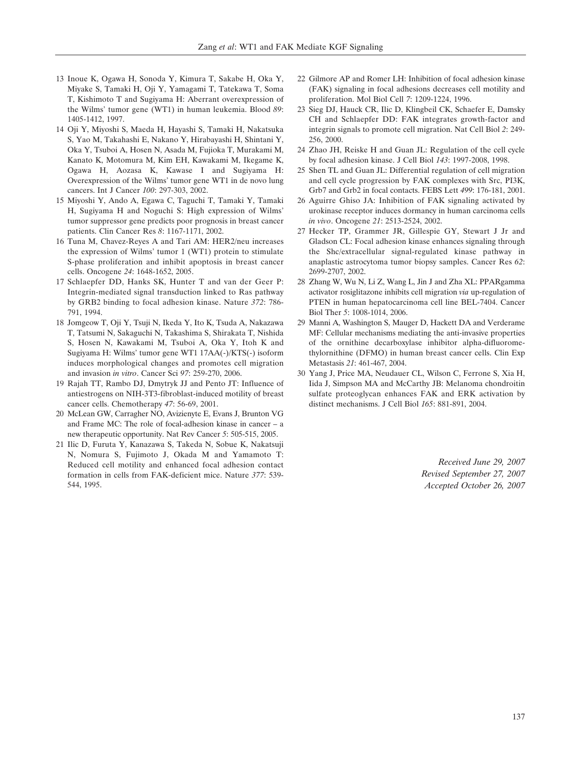13 Inoue K, Ogawa H, Sonoda Y, Kimura T, Sakabe H, Oka Y, Miyake S, Tamaki H, Oji Y, Yamagami T, Tatekawa T, Soma T, Kishimoto T and Sugiyama H: Aberrant overexpression of the Wilms' tumor gene (WT1) in human leukemia. Blood *89*: 1405-1412, 1997.

14 Oji Y, Miyoshi S, Maeda H, Hayashi S, Tamaki H, Nakatsuka S, Yao M, Takahashi E, Nakano Y, Hirabayashi H, Shintani Y, Oka Y, Tsuboi A, Hosen N, Asada M, Fujioka T, Murakami M, Kanato K, Motomura M, Kim EH, Kawakami M, Ikegame K, Ogawa H, Aozasa K, Kawase I and Sugiyama H: Overexpression of the Wilms' tumor gene WT1 in de novo lung cancers. Int J Cancer *100*: 297-303, 2002.

15 Miyoshi Y, Ando A, Egawa C, Taguchi T, Tamaki Y, Tamaki H, Sugiyama H and Noguchi S: High expression of Wilms' tumor suppressor gene predicts poor prognosis in breast cancer patients. Clin Cancer Res *8*: 1167-1171, 2002.

16 Tuna M, Chavez-Reyes A and Tari AM: HER2/neu increases the expression of Wilms' tumor 1 (WT1) protein to stimulate S-phase proliferation and inhibit apoptosis in breast cancer cells. Oncogene *24*: 1648-1652, 2005.

17 Schlaepfer DD, Hanks SK, Hunter T and van der Geer P: Integrin-mediated signal transduction linked to Ras pathway by GRB2 binding to focal adhesion kinase. Nature *372*: 786-791, 1994.

18 Jomgeow T, Oji Y, Tsuji N, Ikeda Y, Ito K, Tsuda A, Nakazawa T, Tatsumi N, Sakaguchi N, Takashima S, Shirakata T, Nishida S, Hosen N, Kawakami M, Tsuboi A, Oka Y, Itoh K and Sugiyama H: Wilms' tumor gene WT1 17AA(-)/KTS(-) isoform induces morphological changes and promotes cell migration and invasion *in vitro*. Cancer Sci *97*: 259-270, 2006.

19 Rajah TT, Rambo DJ, Dmytryk JJ and Pento JT: Influence of antiestrogens on NIH-3T3-fibroblast-induced motility of breast cancer cells. Chemotherapy *47*: 56-69, 2001.

20 McLean GW, Carragher NO, Avizienyte E, Evans J, Brunton VG and Frame MC: The role of focal-adhesion kinase in cancer – a new therapeutic opportunity. Nat Rev Cancer *5*: 505-515, 2005.

21 Ilic D, Furuta Y, Kanazawa S, Takeda N, Sobue K, Nakatsuji N, Nomura S, Fujimoto J, Okada M and Yamamoto T: Reduced cell motility and enhanced focal adhesion contact formation in cells from FAK-deficient mice. Nature *377*: 539-544, 1995.

22 Gilmore AP and Romer LH: Inhibition of focal adhesion kinase (FAK) signaling in focal adhesions decreases cell motility and proliferation. Mol Biol Cell *7*: 1209-1224, 1996.

23 Sieg DJ, Hauck CR, Ilic D, Klingbeil CK, Schaefer E, Damsky CH and Schlaepfer DD: FAK integrates growth-factor and integrin signals to promote cell migration. Nat Cell Biol *2*: 249-256, 2000.

24 Zhao JH, Reiske H and Guan JL: Regulation of the cell cycle by focal adhesion kinase. J Cell Biol *143*: 1997-2008, 1998.

25 Shen TL and Guan JL: Differential regulation of cell migration and cell cycle progression by FAK complexes with Src, PI3K, Grb7 and Grb2 in focal contacts. FEBS Lett *499*: 176-181, 2001.

26 Aguirre Ghiso JA: Inhibition of FAK signaling activated by urokinase receptor induces dormancy in human carcinoma cells *in vivo*. Oncogene *21*: 2513-2524, 2002.

27 Hecker TP, Grammer JR, Gillespie GY, Stewart J Jr and Gladson CL: Focal adhesion kinase enhances signaling through the Shc/extracellular signal-regulated kinase pathway in anaplastic astrocytoma tumor biopsy samples. Cancer Res *62*: 2699-2707, 2002.

28 Zhang W, Wu N, Li Z, Wang L, Jin J and Zha XL: PPARgamma activator rosiglitazone inhibits cell migration *via* up-regulation of PTEN in human hepatocarcinoma cell line BEL-7404. Cancer Biol Ther *5*: 1008-1014, 2006.

29 Manni A, Washington S, Mauger D, Hackett DA and Verderame MF: Cellular mechanisms mediating the anti-invasive properties of the ornithine decarboxylase inhibitor alpha-difluoromethylornithine (DFMO) in human breast cancer cells. Clin Exp Metastasis *21*: 461-467, 2004.

30 Yang J, Price MA, Neudauer CL, Wilson C, Ferrone S, Xia H, Iida J, Simpson MA and McCarthy JB: Melanoma chondroitin sulfate proteoglycan enhances FAK and ERK activation by distinct mechanisms. J Cell Biol *165*: 881-891, 2004.

*Received June 29, 2007*
*Revised September 27, 2007*
*Accepted October 26, 2007*